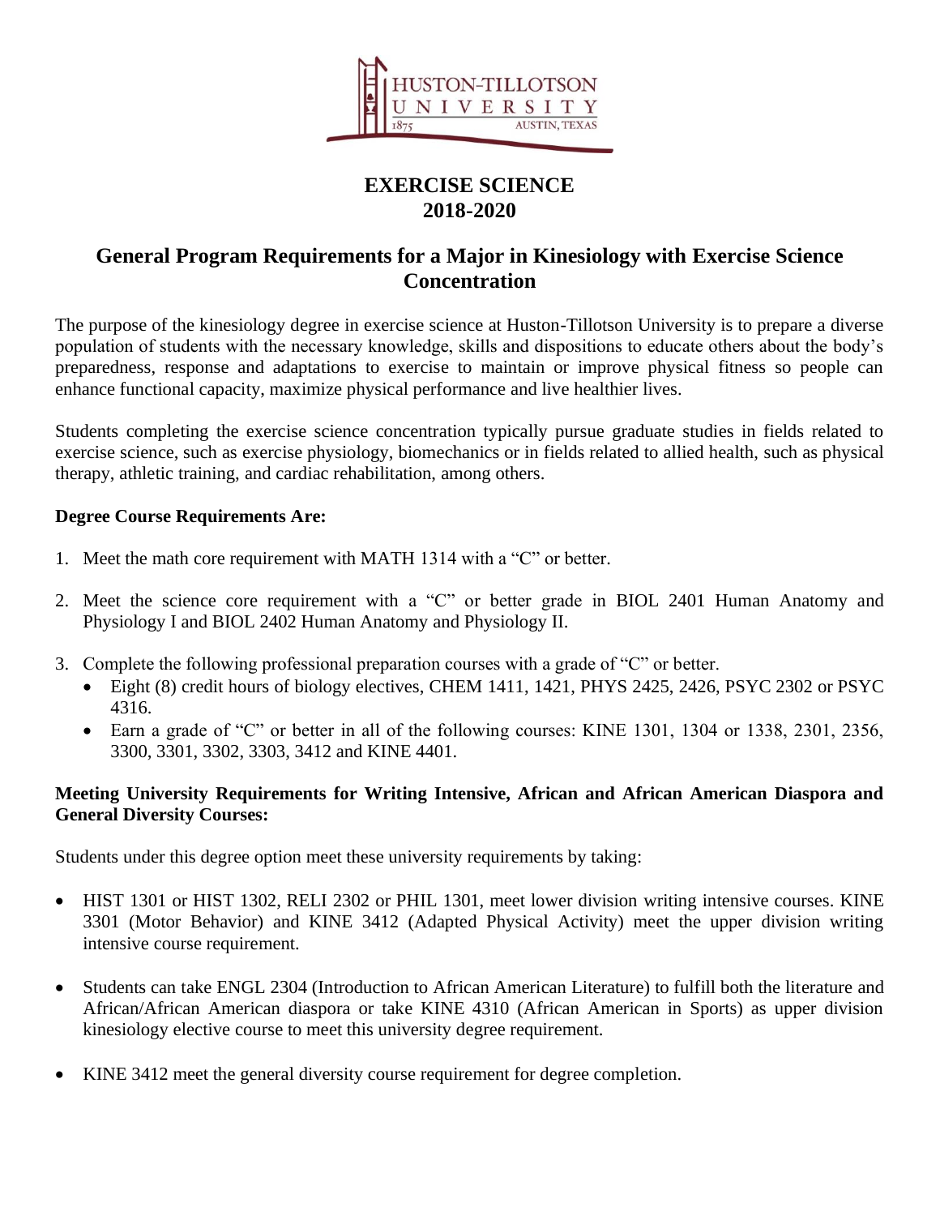HUSTON-TILLOTSON UNIVERSITY
1875 AUSTIN, TEXAS

# EXERCISE SCIENCE 2018-2020

## General Program Requirements for a Major in Kinesiology with Exercise Science Concentration

The purpose of the kinesiology degree in exercise science at Huston-Tillotson University is to prepare a diverse population of students with the necessary knowledge, skills and dispositions to educate others about the body's preparedness, response and adaptations to exercise to maintain or improve physical fitness so people can enhance functional capacity, maximize physical performance and live healthier lives.

Students completing the exercise science concentration typically pursue graduate studies in fields related to exercise science, such as exercise physiology, biomechanics or in fields related to allied health, such as physical therapy, athletic training, and cardiac rehabilitation, among others.

**Degree Course Requirements Are:**

1. Meet the math core requirement with MATH 1314 with a "C" or better.
2. Meet the science core requirement with a "C" or better grade in BIOL 2401 Human Anatomy and Physiology I and BIOL 2402 Human Anatomy and Physiology II.
3. Complete the following professional preparation courses with a grade of "C" or better.
   - Eight (8) credit hours of biology electives, CHEM 1411, 1421, PHYS 2425, 2426, PSYC 2302 or PSYC 4316.
   - Earn a grade of "C" or better in all of the following courses: KINE 1301, 1304 or 1338, 2301, 2356, 3300, 3301, 3302, 3303, 3412 and KINE 4401.

**Meeting University Requirements for Writing Intensive, African and African American Diaspora and General Diversity Courses:**

Students under this degree option meet these university requirements by taking:

- HIST 1301 or HIST 1302, RELI 2302 or PHIL 1301, meet lower division writing intensive courses. KINE 3301 (Motor Behavior) and KINE 3412 (Adapted Physical Activity) meet the upper division writing intensive course requirement.
- Students can take ENGL 2304 (Introduction to African American Literature) to fulfill both the literature and African/African American diaspora or take KINE 4310 (African American in Sports) as upper division kinesiology elective course to meet this university degree requirement.
- KINE 3412 meet the general diversity course requirement for degree completion.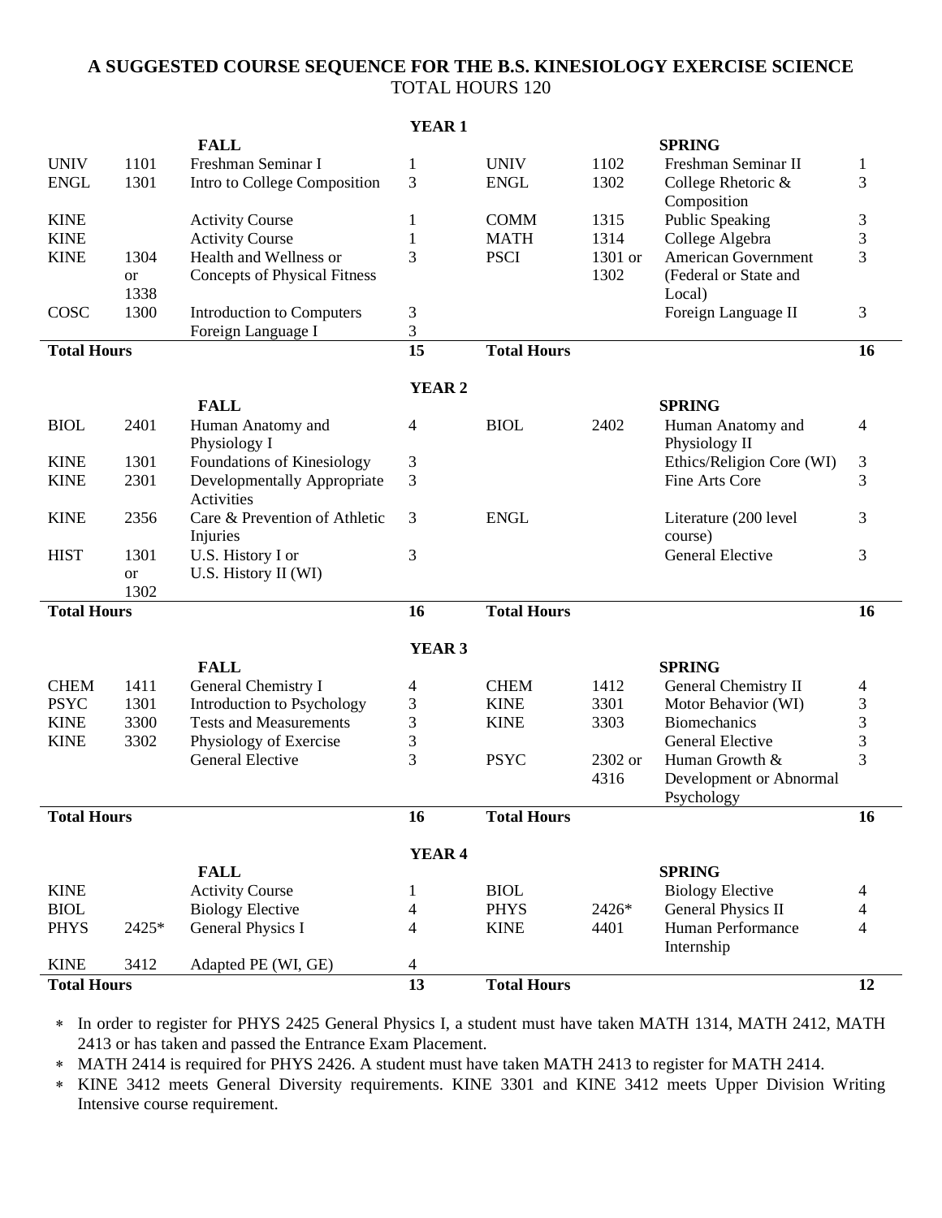**A SUGGESTED COURSE SEQUENCE FOR THE B.S. KINESIOLOGY EXERCISE SCIENCE**

TOTAL HOURS 120

**YEAR 1**

| | | **FALL** | | | | **SPRING** | |
|---|---|---|---|---|---|---|---|
| UNIV | 1101 | Freshman Seminar I | 1 | UNIV | 1102 | Freshman Seminar II | 1 |
| ENGL | 1301 | Intro to College Composition | 3 | ENGL | 1302 | College Rhetoric & Composition | 3 |
| KINE | | Activity Course | 1 | COMM | 1315 | Public Speaking | 3 |
| KINE | | Activity Course | 1 | MATH | 1314 | College Algebra | 3 |
| KINE | 1304 or 1338 | Health and Wellness or Concepts of Physical Fitness | 3 | PSCI | 1301 or 1302 | American Government (Federal or State and Local) | 3 |
| COSC | 1300 | Introduction to Computers | 3 | | | Foreign Language II | 3 |
| | | Foreign Language I | 3 | | | | |
| **Total Hours** | | | **15** | **Total Hours** | | | **16** |

**YEAR 2**

| | | **FALL** | | | | **SPRING** | |
|---|---|---|---|---|---|---|---|
| BIOL | 2401 | Human Anatomy and Physiology I | 4 | BIOL | 2402 | Human Anatomy and Physiology II | 4 |
| KINE | 1301 | Foundations of Kinesiology | 3 | | | Ethics/Religion Core (WI) | 3 |
| KINE | 2301 | Developmentally Appropriate Activities | 3 | | | Fine Arts Core | 3 |
| KINE | 2356 | Care & Prevention of Athletic Injuries | 3 | ENGL | | Literature (200 level course) | 3 |
| HIST | 1301 or 1302 | U.S. History I or U.S. History II (WI) | 3 | | | General Elective | 3 |
| **Total Hours** | | | **16** | **Total Hours** | | | **16** |

**YEAR 3**

| | | **FALL** | | | | **SPRING** | |
|---|---|---|---|---|---|---|---|
| CHEM | 1411 | General Chemistry I | 4 | CHEM | 1412 | General Chemistry II | 4 |
| PSYC | 1301 | Introduction to Psychology | 3 | KINE | 3301 | Motor Behavior (WI) | 3 |
| KINE | 3300 | Tests and Measurements | 3 | KINE | 3303 | Biomechanics | 3 |
| KINE | 3302 | Physiology of Exercise | 3 | | | General Elective | 3 |
| | | General Elective | 3 | PSYC | 2302 or 4316 | Human Growth & Development or Abnormal Psychology | 3 |
| **Total Hours** | | | **16** | **Total Hours** | | | **16** |

**YEAR 4**

| | | **FALL** | | | | **SPRING** | |
|---|---|---|---|---|---|---|---|
| KINE | | Activity Course | 1 | BIOL | | Biology Elective | 4 |
| BIOL | | Biology Elective | 4 | PHYS | 2426* | General Physics II | 4 |
| PHYS | 2425* | General Physics I | 4 | KINE | 4401 | Human Performance Internship | 4 |
| KINE | 3412 | Adapted PE (WI, GE) | 4 | | | | |
| **Total Hours** | | | **13** | **Total Hours** | | | **12** |

- * In order to register for PHYS 2425 General Physics I, a student must have taken MATH 1314, MATH 2412, MATH 2413 or has taken and passed the Entrance Exam Placement.
- * MATH 2414 is required for PHYS 2426. A student must have taken MATH 2413 to register for MATH 2414.
- * KINE 3412 meets General Diversity requirements. KINE 3301 and KINE 3412 meets Upper Division Writing Intensive course requirement.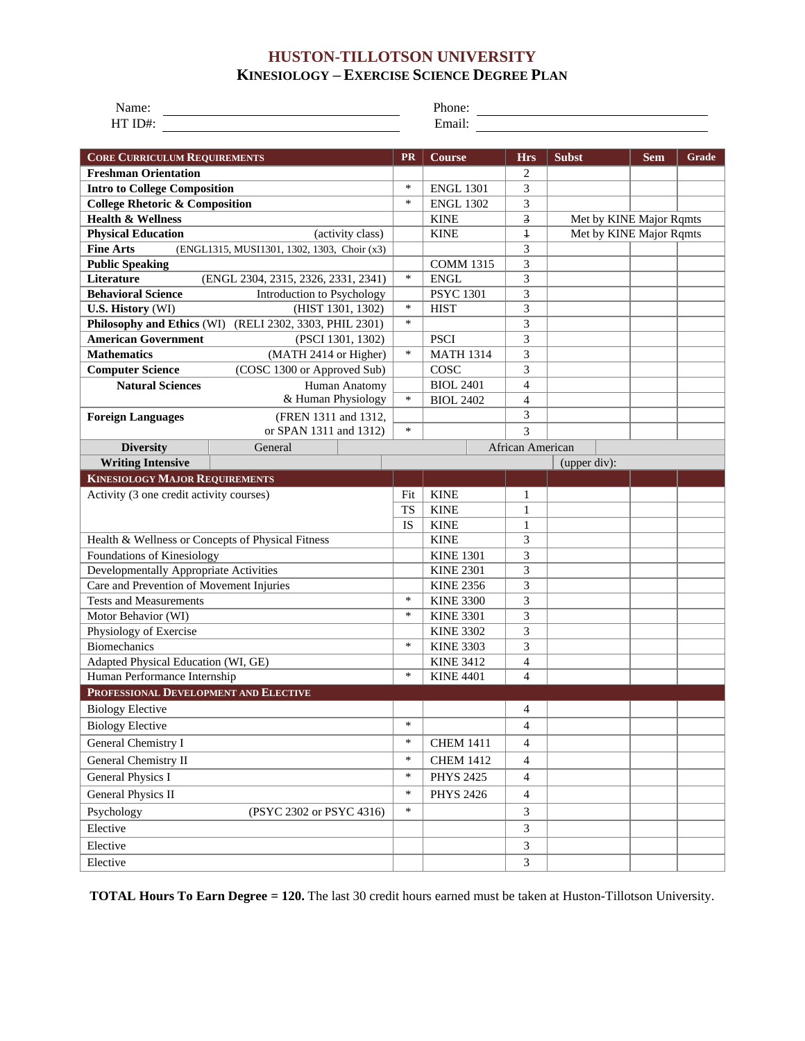# HUSTON-TILLOTSON UNIVERSITY

## KINESIOLOGY – EXERCISE SCIENCE DEGREE PLAN

Name: ______________________ Phone: ______________________

HT ID#: ______________________ Email: ______________________

| CORE CURRICULUM REQUIREMENTS | PR | Course | Hrs | Subst | Sem | Grade |
|---|---|---|---|---|---|---|
| **Freshman Orientation** | | | 2 | | | |
| **Intro to College Composition** | * | ENGL 1301 | 3 | | | |
| **College Rhetoric & Composition** | * | ENGL 1302 | 3 | | | |
| **Health & Wellness** | | KINE | ~~3~~ | Met by KINE Major Rqmts | | |
| **Physical Education** (activity class) | | KINE | ~~1~~ | Met by KINE Major Rqmts | | |
| **Fine Arts** (ENGL1315, MUSI1301, 1302, 1303, Choir (x3) | | | 3 | | | |
| **Public Speaking** | | COMM 1315 | 3 | | | |
| **Literature** (ENGL 2304, 2315, 2326, 2331, 2341) | * | ENGL | 3 | | | |
| **Behavioral Science** Introduction to Psychology | | PSYC 1301 | 3 | | | |
| **U.S. History** (WI) (HIST 1301, 1302) | * | HIST | 3 | | | |
| **Philosophy and Ethics** (WI) (RELI 2302, 3303, PHIL 2301) | * | | 3 | | | |
| **American Government** (PSCI 1301, 1302) | | PSCI | 3 | | | |
| **Mathematics** (MATH 2414 or Higher) | * | MATH 1314 | 3 | | | |
| **Computer Science** (COSC 1300 or Approved Sub) | | COSC | 3 | | | |
| **Natural Sciences** Human Anatomy | | BIOL 2401 | 4 | | | |
| & Human Physiology | * | BIOL 2402 | 4 | | | |
| **Foreign Languages** (FREN 1311 and 1312, | | | 3 | | | |
| or SPAN 1311 and 1312) | * | | 3 | | | |
| **Diversity** General | | African American | | | | |
| **Writing Intensive** | | | | (upper div): | | |
| **KINESIOLOGY MAJOR REQUIREMENTS** | | | | | | |
| Activity (3 one credit activity courses) | Fit | KINE | 1 | | | |
| | TS | KINE | 1 | | | |
| | IS | KINE | 1 | | | |
| Health & Wellness or Concepts of Physical Fitness | | KINE | 3 | | | |
| Foundations of Kinesiology | | KINE 1301 | 3 | | | |
| Developmentally Appropriate Activities | | KINE 2301 | 3 | | | |
| Care and Prevention of Movement Injuries | | KINE 2356 | 3 | | | |
| Tests and Measurements | * | KINE 3300 | 3 | | | |
| Motor Behavior (WI) | * | KINE 3301 | 3 | | | |
| Physiology of Exercise | | KINE 3302 | 3 | | | |
| Biomechanics | * | KINE 3303 | 3 | | | |
| Adapted Physical Education (WI, GE) | | KINE 3412 | 4 | | | |
| Human Performance Internship | * | KINE 4401 | 4 | | | |
| **PROFESSIONAL DEVELOPMENT AND ELECTIVE** | | | | | | |
| Biology Elective | | | 4 | | | |
| Biology Elective | * | | 4 | | | |
| General Chemistry I | * | CHEM 1411 | 4 | | | |
| General Chemistry II | * | CHEM 1412 | 4 | | | |
| General Physics I | * | PHYS 2425 | 4 | | | |
| General Physics II | * | PHYS 2426 | 4 | | | |
| Psychology (PSYC 2302 or PSYC 4316) | * | | 3 | | | |
| Elective | | | 3 | | | |
| Elective | | | 3 | | | |
| Elective | | | 3 | | | |

**TOTAL Hours To Earn Degree = 120.** The last 30 credit hours earned must be taken at Huston-Tillotson University.